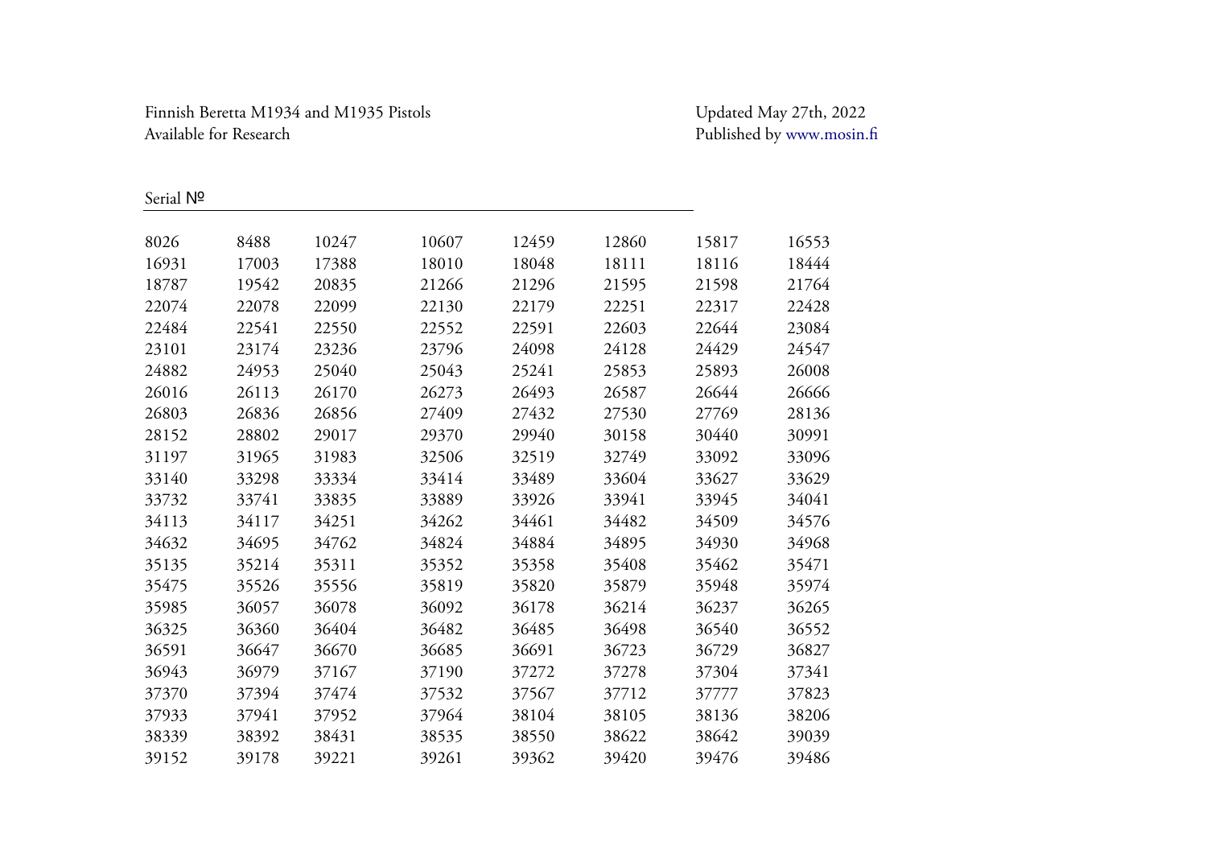Finnish Beretta M1934 and M1935 Pistols
Available for Research

Updated May 27th, 2022
Published by www.mosin.fi

Serial №

| | | | | | | | |
|---|---|---|---|---|---|---|---|
| 8026 | 8488 | 10247 | 10607 | 12459 | 12860 | 15817 | 16553 |
| 16931 | 17003 | 17388 | 18010 | 18048 | 18111 | 18116 | 18444 |
| 18787 | 19542 | 20835 | 21266 | 21296 | 21595 | 21598 | 21764 |
| 22074 | 22078 | 22099 | 22130 | 22179 | 22251 | 22317 | 22428 |
| 22484 | 22541 | 22550 | 22552 | 22591 | 22603 | 22644 | 23084 |
| 23101 | 23174 | 23236 | 23796 | 24098 | 24128 | 24429 | 24547 |
| 24882 | 24953 | 25040 | 25043 | 25241 | 25853 | 25893 | 26008 |
| 26016 | 26113 | 26170 | 26273 | 26493 | 26587 | 26644 | 26666 |
| 26803 | 26836 | 26856 | 27409 | 27432 | 27530 | 27769 | 28136 |
| 28152 | 28802 | 29017 | 29370 | 29940 | 30158 | 30440 | 30991 |
| 31197 | 31965 | 31983 | 32506 | 32519 | 32749 | 33092 | 33096 |
| 33140 | 33298 | 33334 | 33414 | 33489 | 33604 | 33627 | 33629 |
| 33732 | 33741 | 33835 | 33889 | 33926 | 33941 | 33945 | 34041 |
| 34113 | 34117 | 34251 | 34262 | 34461 | 34482 | 34509 | 34576 |
| 34632 | 34695 | 34762 | 34824 | 34884 | 34895 | 34930 | 34968 |
| 35135 | 35214 | 35311 | 35352 | 35358 | 35408 | 35462 | 35471 |
| 35475 | 35526 | 35556 | 35819 | 35820 | 35879 | 35948 | 35974 |
| 35985 | 36057 | 36078 | 36092 | 36178 | 36214 | 36237 | 36265 |
| 36325 | 36360 | 36404 | 36482 | 36485 | 36498 | 36540 | 36552 |
| 36591 | 36647 | 36670 | 36685 | 36691 | 36723 | 36729 | 36827 |
| 36943 | 36979 | 37167 | 37190 | 37272 | 37278 | 37304 | 37341 |
| 37370 | 37394 | 37474 | 37532 | 37567 | 37712 | 37777 | 37823 |
| 37933 | 37941 | 37952 | 37964 | 38104 | 38105 | 38136 | 38206 |
| 38339 | 38392 | 38431 | 38535 | 38550 | 38622 | 38642 | 39039 |
| 39152 | 39178 | 39221 | 39261 | 39362 | 39420 | 39476 | 39486 |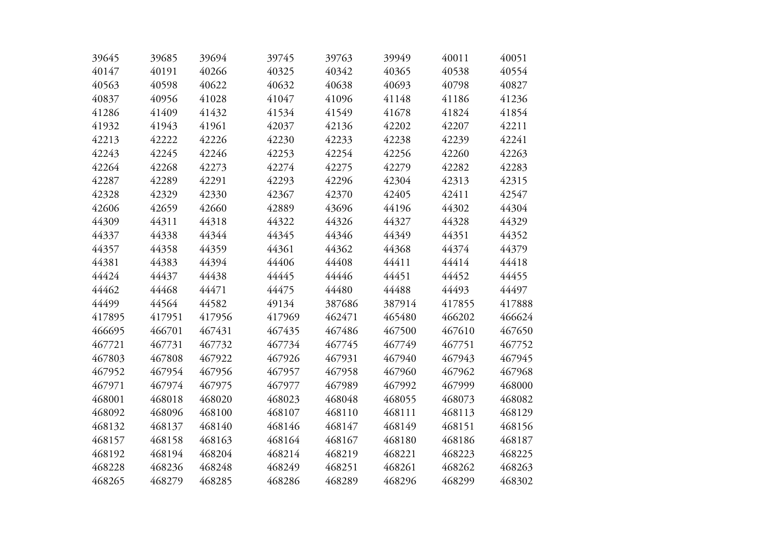| | | | | | | | |
|---|---|---|---|---|---|---|---|
| 39645 | 39685 | 39694 | 39745 | 39763 | 39949 | 40011 | 40051 |
| 40147 | 40191 | 40266 | 40325 | 40342 | 40365 | 40538 | 40554 |
| 40563 | 40598 | 40622 | 40632 | 40638 | 40693 | 40798 | 40827 |
| 40837 | 40956 | 41028 | 41047 | 41096 | 41148 | 41186 | 41236 |
| 41286 | 41409 | 41432 | 41534 | 41549 | 41678 | 41824 | 41854 |
| 41932 | 41943 | 41961 | 42037 | 42136 | 42202 | 42207 | 42211 |
| 42213 | 42222 | 42226 | 42230 | 42233 | 42238 | 42239 | 42241 |
| 42243 | 42245 | 42246 | 42253 | 42254 | 42256 | 42260 | 42263 |
| 42264 | 42268 | 42273 | 42274 | 42275 | 42279 | 42282 | 42283 |
| 42287 | 42289 | 42291 | 42293 | 42296 | 42304 | 42313 | 42315 |
| 42328 | 42329 | 42330 | 42367 | 42370 | 42405 | 42411 | 42547 |
| 42606 | 42659 | 42660 | 42889 | 43696 | 44196 | 44302 | 44304 |
| 44309 | 44311 | 44318 | 44322 | 44326 | 44327 | 44328 | 44329 |
| 44337 | 44338 | 44344 | 44345 | 44346 | 44349 | 44351 | 44352 |
| 44357 | 44358 | 44359 | 44361 | 44362 | 44368 | 44374 | 44379 |
| 44381 | 44383 | 44394 | 44406 | 44408 | 44411 | 44414 | 44418 |
| 44424 | 44437 | 44438 | 44445 | 44446 | 44451 | 44452 | 44455 |
| 44462 | 44468 | 44471 | 44475 | 44480 | 44488 | 44493 | 44497 |
| 44499 | 44564 | 44582 | 49134 | 387686 | 387914 | 417855 | 417888 |
| 417895 | 417951 | 417956 | 417969 | 462471 | 465480 | 466202 | 466624 |
| 466695 | 466701 | 467431 | 467435 | 467486 | 467500 | 467610 | 467650 |
| 467721 | 467731 | 467732 | 467734 | 467745 | 467749 | 467751 | 467752 |
| 467803 | 467808 | 467922 | 467926 | 467931 | 467940 | 467943 | 467945 |
| 467952 | 467954 | 467956 | 467957 | 467958 | 467960 | 467962 | 467968 |
| 467971 | 467974 | 467975 | 467977 | 467989 | 467992 | 467999 | 468000 |
| 468001 | 468018 | 468020 | 468023 | 468048 | 468055 | 468073 | 468082 |
| 468092 | 468096 | 468100 | 468107 | 468110 | 468111 | 468113 | 468129 |
| 468132 | 468137 | 468140 | 468146 | 468147 | 468149 | 468151 | 468156 |
| 468157 | 468158 | 468163 | 468164 | 468167 | 468180 | 468186 | 468187 |
| 468192 | 468194 | 468204 | 468214 | 468219 | 468221 | 468223 | 468225 |
| 468228 | 468236 | 468248 | 468249 | 468251 | 468261 | 468262 | 468263 |
| 468265 | 468279 | 468285 | 468286 | 468289 | 468296 | 468299 | 468302 |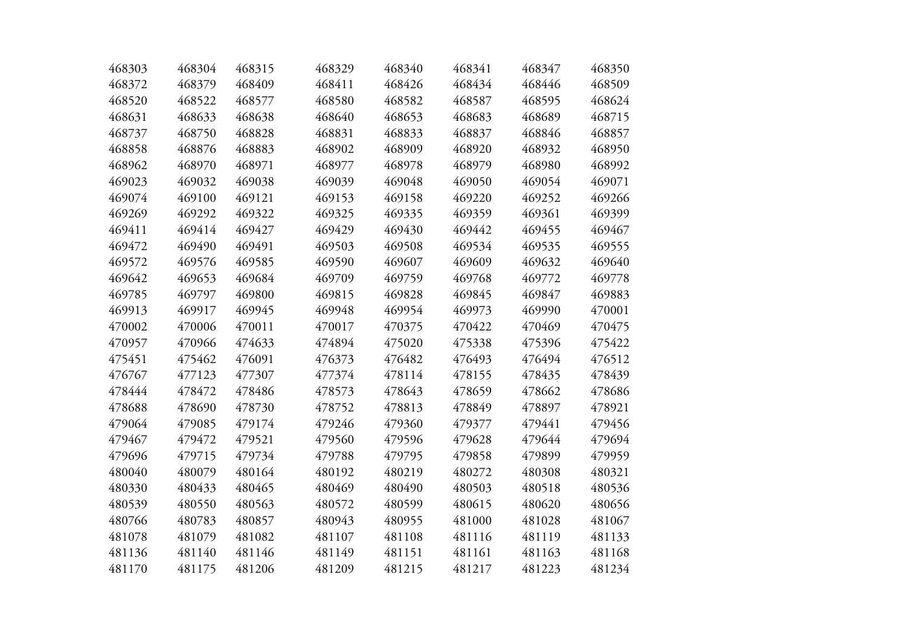| | | | | | | | |
|---|---|---|---|---|---|---|---|
| 468303 | 468304 | 468315 | 468329 | 468340 | 468341 | 468347 | 468350 |
| 468372 | 468379 | 468409 | 468411 | 468426 | 468434 | 468446 | 468509 |
| 468520 | 468522 | 468577 | 468580 | 468582 | 468587 | 468595 | 468624 |
| 468631 | 468633 | 468638 | 468640 | 468653 | 468683 | 468689 | 468715 |
| 468737 | 468750 | 468828 | 468831 | 468833 | 468837 | 468846 | 468857 |
| 468858 | 468876 | 468883 | 468902 | 468909 | 468920 | 468932 | 468950 |
| 468962 | 468970 | 468971 | 468977 | 468978 | 468979 | 468980 | 468992 |
| 469023 | 469032 | 469038 | 469039 | 469048 | 469050 | 469054 | 469071 |
| 469074 | 469100 | 469121 | 469153 | 469158 | 469220 | 469252 | 469266 |
| 469269 | 469292 | 469322 | 469325 | 469335 | 469359 | 469361 | 469399 |
| 469411 | 469414 | 469427 | 469429 | 469430 | 469442 | 469455 | 469467 |
| 469472 | 469490 | 469491 | 469503 | 469508 | 469534 | 469535 | 469555 |
| 469572 | 469576 | 469585 | 469590 | 469607 | 469609 | 469632 | 469640 |
| 469642 | 469653 | 469684 | 469709 | 469759 | 469768 | 469772 | 469778 |
| 469785 | 469797 | 469800 | 469815 | 469828 | 469845 | 469847 | 469883 |
| 469913 | 469917 | 469945 | 469948 | 469954 | 469973 | 469990 | 470001 |
| 470002 | 470006 | 470011 | 470017 | 470375 | 470422 | 470469 | 470475 |
| 470957 | 470966 | 474633 | 474894 | 475020 | 475338 | 475396 | 475422 |
| 475451 | 475462 | 476091 | 476373 | 476482 | 476493 | 476494 | 476512 |
| 476767 | 477123 | 477307 | 477374 | 478114 | 478155 | 478435 | 478439 |
| 478444 | 478472 | 478486 | 478573 | 478643 | 478659 | 478662 | 478686 |
| 478688 | 478690 | 478730 | 478752 | 478813 | 478849 | 478897 | 478921 |
| 479064 | 479085 | 479174 | 479246 | 479360 | 479377 | 479441 | 479456 |
| 479467 | 479472 | 479521 | 479560 | 479596 | 479628 | 479644 | 479694 |
| 479696 | 479715 | 479734 | 479788 | 479795 | 479858 | 479899 | 479959 |
| 480040 | 480079 | 480164 | 480192 | 480219 | 480272 | 480308 | 480321 |
| 480330 | 480433 | 480465 | 480469 | 480490 | 480503 | 480518 | 480536 |
| 480539 | 480550 | 480563 | 480572 | 480599 | 480615 | 480620 | 480656 |
| 480766 | 480783 | 480857 | 480943 | 480955 | 481000 | 481028 | 481067 |
| 481078 | 481079 | 481082 | 481107 | 481108 | 481116 | 481119 | 481133 |
| 481136 | 481140 | 481146 | 481149 | 481151 | 481161 | 481163 | 481168 |
| 481170 | 481175 | 481206 | 481209 | 481215 | 481217 | 481223 | 481234 |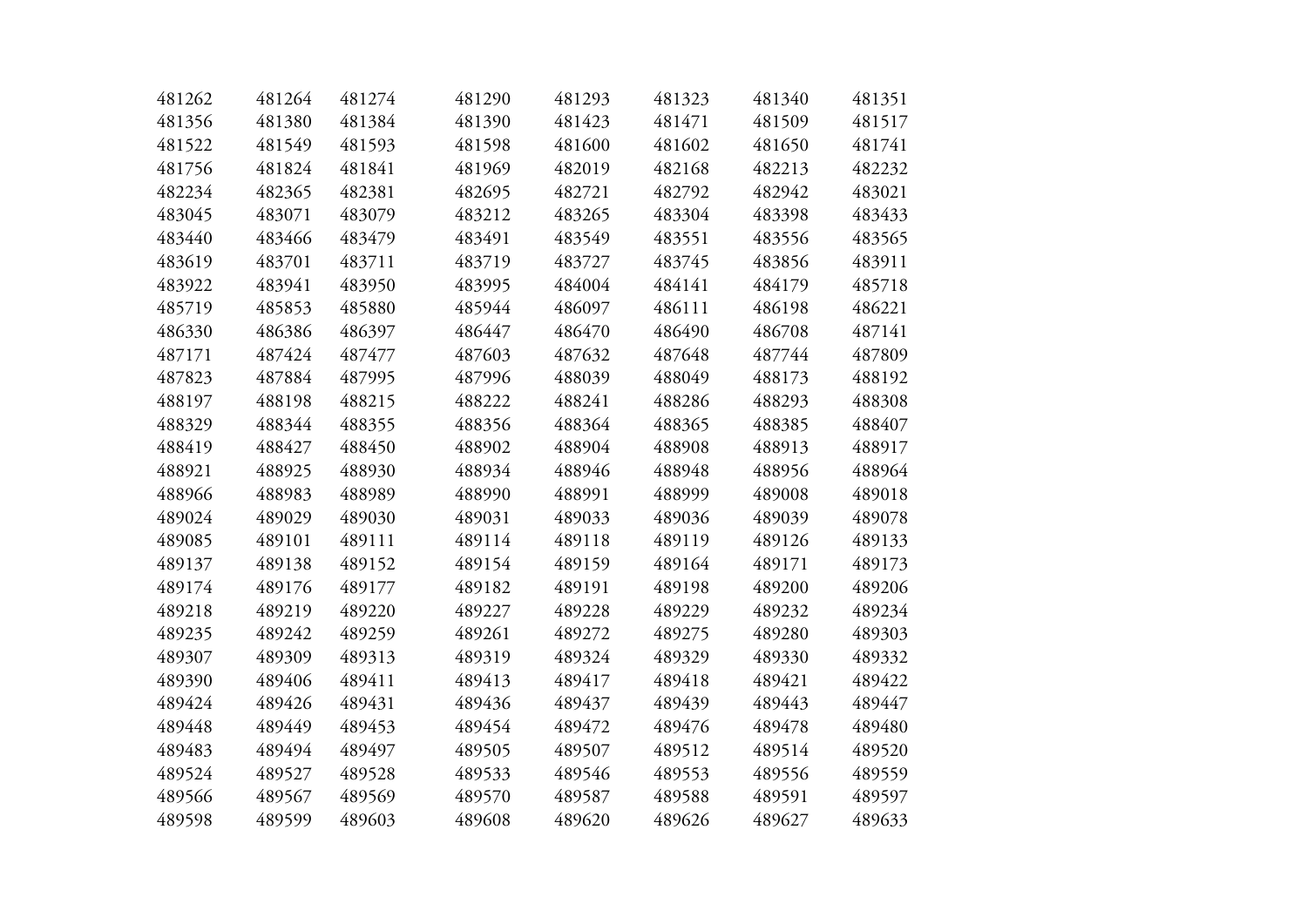| | | | | | | | |
|---|---|---|---|---|---|---|---|
| 481262 | 481264 | 481274 | 481290 | 481293 | 481323 | 481340 | 481351 |
| 481356 | 481380 | 481384 | 481390 | 481423 | 481471 | 481509 | 481517 |
| 481522 | 481549 | 481593 | 481598 | 481600 | 481602 | 481650 | 481741 |
| 481756 | 481824 | 481841 | 481969 | 482019 | 482168 | 482213 | 482232 |
| 482234 | 482365 | 482381 | 482695 | 482721 | 482792 | 482942 | 483021 |
| 483045 | 483071 | 483079 | 483212 | 483265 | 483304 | 483398 | 483433 |
| 483440 | 483466 | 483479 | 483491 | 483549 | 483551 | 483556 | 483565 |
| 483619 | 483701 | 483711 | 483719 | 483727 | 483745 | 483856 | 483911 |
| 483922 | 483941 | 483950 | 483995 | 484004 | 484141 | 484179 | 485718 |
| 485719 | 485853 | 485880 | 485944 | 486097 | 486111 | 486198 | 486221 |
| 486330 | 486386 | 486397 | 486447 | 486470 | 486490 | 486708 | 487141 |
| 487171 | 487424 | 487477 | 487603 | 487632 | 487648 | 487744 | 487809 |
| 487823 | 487884 | 487995 | 487996 | 488039 | 488049 | 488173 | 488192 |
| 488197 | 488198 | 488215 | 488222 | 488241 | 488286 | 488293 | 488308 |
| 488329 | 488344 | 488355 | 488356 | 488364 | 488365 | 488385 | 488407 |
| 488419 | 488427 | 488450 | 488902 | 488904 | 488908 | 488913 | 488917 |
| 488921 | 488925 | 488930 | 488934 | 488946 | 488948 | 488956 | 488964 |
| 488966 | 488983 | 488989 | 488990 | 488991 | 488999 | 489008 | 489018 |
| 489024 | 489029 | 489030 | 489031 | 489033 | 489036 | 489039 | 489078 |
| 489085 | 489101 | 489111 | 489114 | 489118 | 489119 | 489126 | 489133 |
| 489137 | 489138 | 489152 | 489154 | 489159 | 489164 | 489171 | 489173 |
| 489174 | 489176 | 489177 | 489182 | 489191 | 489198 | 489200 | 489206 |
| 489218 | 489219 | 489220 | 489227 | 489228 | 489229 | 489232 | 489234 |
| 489235 | 489242 | 489259 | 489261 | 489272 | 489275 | 489280 | 489303 |
| 489307 | 489309 | 489313 | 489319 | 489324 | 489329 | 489330 | 489332 |
| 489390 | 489406 | 489411 | 489413 | 489417 | 489418 | 489421 | 489422 |
| 489424 | 489426 | 489431 | 489436 | 489437 | 489439 | 489443 | 489447 |
| 489448 | 489449 | 489453 | 489454 | 489472 | 489476 | 489478 | 489480 |
| 489483 | 489494 | 489497 | 489505 | 489507 | 489512 | 489514 | 489520 |
| 489524 | 489527 | 489528 | 489533 | 489546 | 489553 | 489556 | 489559 |
| 489566 | 489567 | 489569 | 489570 | 489587 | 489588 | 489591 | 489597 |
| 489598 | 489599 | 489603 | 489608 | 489620 | 489626 | 489627 | 489633 |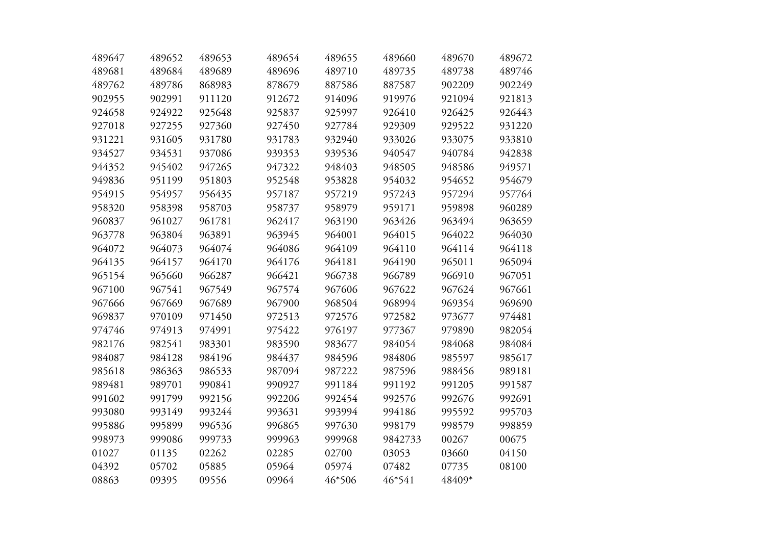| | | | | | | | |
|---|---|---|---|---|---|---|---|
| 489647 | 489652 | 489653 | 489654 | 489655 | 489660 | 489670 | 489672 |
| 489681 | 489684 | 489689 | 489696 | 489710 | 489735 | 489738 | 489746 |
| 489762 | 489786 | 868983 | 878679 | 887586 | 887587 | 902209 | 902249 |
| 902955 | 902991 | 911120 | 912672 | 914096 | 919976 | 921094 | 921813 |
| 924658 | 924922 | 925648 | 925837 | 925997 | 926410 | 926425 | 926443 |
| 927018 | 927255 | 927360 | 927450 | 927784 | 929309 | 929522 | 931220 |
| 931221 | 931605 | 931780 | 931783 | 932940 | 933026 | 933075 | 933810 |
| 934527 | 934531 | 937086 | 939353 | 939536 | 940547 | 940784 | 942838 |
| 944352 | 945402 | 947265 | 947322 | 948403 | 948505 | 948586 | 949571 |
| 949836 | 951199 | 951803 | 952548 | 953828 | 954032 | 954652 | 954679 |
| 954915 | 954957 | 956435 | 957187 | 957219 | 957243 | 957294 | 957764 |
| 958320 | 958398 | 958703 | 958737 | 958979 | 959171 | 959898 | 960289 |
| 960837 | 961027 | 961781 | 962417 | 963190 | 963426 | 963494 | 963659 |
| 963778 | 963804 | 963891 | 963945 | 964001 | 964015 | 964022 | 964030 |
| 964072 | 964073 | 964074 | 964086 | 964109 | 964110 | 964114 | 964118 |
| 964135 | 964157 | 964170 | 964176 | 964181 | 964190 | 965011 | 965094 |
| 965154 | 965660 | 966287 | 966421 | 966738 | 966789 | 966910 | 967051 |
| 967100 | 967541 | 967549 | 967574 | 967606 | 967622 | 967624 | 967661 |
| 967666 | 967669 | 967689 | 967900 | 968504 | 968994 | 969354 | 969690 |
| 969837 | 970109 | 971450 | 972513 | 972576 | 972582 | 973677 | 974481 |
| 974746 | 974913 | 974991 | 975422 | 976197 | 977367 | 979890 | 982054 |
| 982176 | 982541 | 983301 | 983590 | 983677 | 984054 | 984068 | 984084 |
| 984087 | 984128 | 984196 | 984437 | 984596 | 984806 | 985597 | 985617 |
| 985618 | 986363 | 986533 | 987094 | 987222 | 987596 | 988456 | 989181 |
| 989481 | 989701 | 990841 | 990927 | 991184 | 991192 | 991205 | 991587 |
| 991602 | 991799 | 992156 | 992206 | 992454 | 992576 | 992676 | 992691 |
| 993080 | 993149 | 993244 | 993631 | 993994 | 994186 | 995592 | 995703 |
| 995886 | 995899 | 996536 | 996865 | 997630 | 998179 | 998579 | 998859 |
| 998973 | 999086 | 999733 | 999963 | 999968 | 9842733 | 00267 | 00675 |
| 01027 | 01135 | 02262 | 02285 | 02700 | 03053 | 03660 | 04150 |
| 04392 | 05702 | 05885 | 05964 | 05974 | 07482 | 07735 | 08100 |
| 08863 | 09395 | 09556 | 09964 | 46*506 | 46*541 | 48409* | |